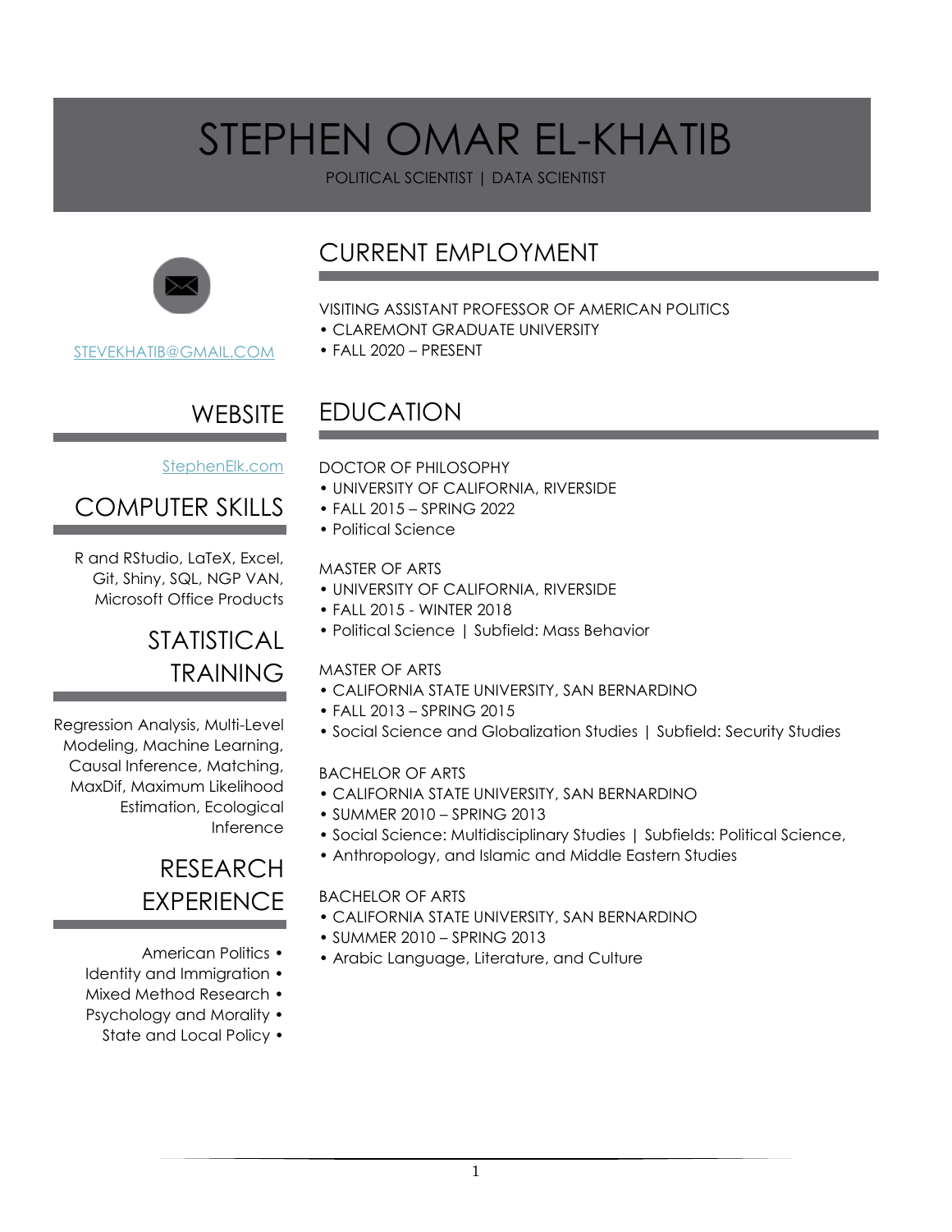# STEPHEN OMAR EL-KHATIB

POLITICAL SCIENTIST | DATA SCIENTIST

STEVEKHATIB@GMAIL.COM

## WEBSITE

StephenElk.com

## COMPUTER SKILLS

R and RStudio, LaTeX, Excel, Git, Shiny, SQL, NGP VAN, Microsoft Office Products

## STATISTICAL TRAINING

Regression Analysis, Multi-Level Modeling, Machine Learning, Causal Inference, Matching, MaxDif, Maximum Likelihood Estimation, Ecological Inference

## RESEARCH EXPERIENCE

- American Politics
- Identity and Immigration
- Mixed Method Research
- Psychology and Morality
- State and Local Policy

## CURRENT EMPLOYMENT

VISITING ASSISTANT PROFESSOR OF AMERICAN POLITICS
- CLAREMONT GRADUATE UNIVERSITY
- FALL 2020 – PRESENT

## EDUCATION

DOCTOR OF PHILOSOPHY
- UNIVERSITY OF CALIFORNIA, RIVERSIDE
- FALL 2015 – SPRING 2022
- Political Science

MASTER OF ARTS
- UNIVERSITY OF CALIFORNIA, RIVERSIDE
- FALL 2015 - WINTER 2018
- Political Science | Subfield: Mass Behavior

MASTER OF ARTS
- CALIFORNIA STATE UNIVERSITY, SAN BERNARDINO
- FALL 2013 – SPRING 2015
- Social Science and Globalization Studies | Subfield: Security Studies

BACHELOR OF ARTS
- CALIFORNIA STATE UNIVERSITY, SAN BERNARDINO
- SUMMER 2010 – SPRING 2013
- Social Science: Multidisciplinary Studies | Subfields: Political Science,
- Anthropology, and Islamic and Middle Eastern Studies

BACHELOR OF ARTS
- CALIFORNIA STATE UNIVERSITY, SAN BERNARDINO
- SUMMER 2010 – SPRING 2013
- Arabic Language, Literature, and Culture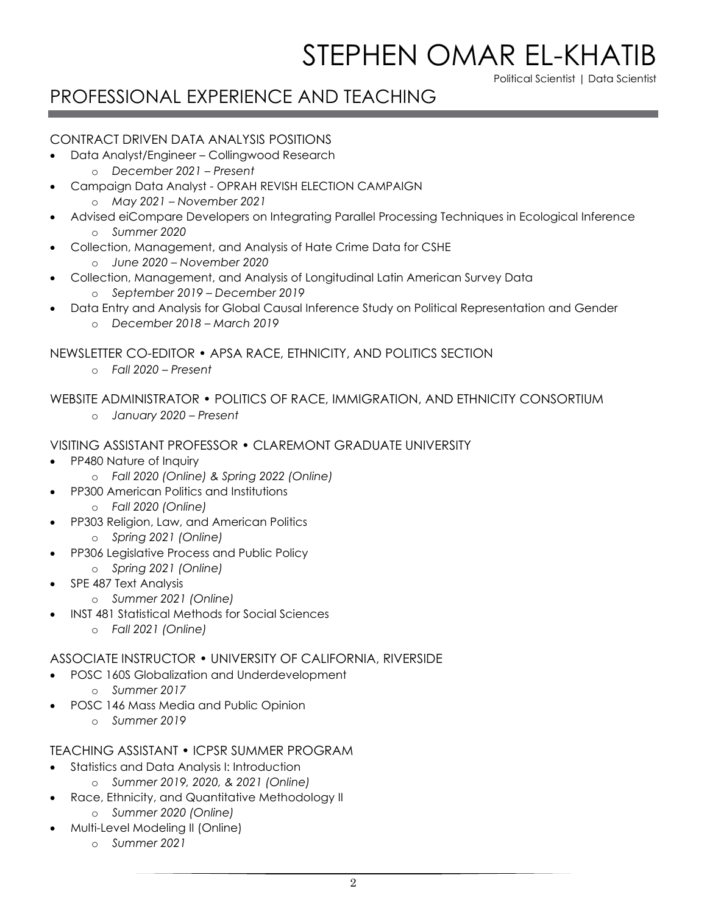# STEPHEN OMAR EL-KHATIB

Political Scientist | Data Scientist

## PROFESSIONAL EXPERIENCE AND TEACHING

### CONTRACT DRIVEN DATA ANALYSIS POSITIONS

- Data Analyst/Engineer – Collingwood Research
    - *December 2021 – Present*
- Campaign Data Analyst - OPRAH REVISH ELECTION CAMPAIGN
    - *May 2021 – November 2021*
- Advised eiCompare Developers on Integrating Parallel Processing Techniques in Ecological Inference
    - *Summer 2020*
- Collection, Management, and Analysis of Hate Crime Data for CSHE
    - *June 2020 – November 2020*
- Collection, Management, and Analysis of Longitudinal Latin American Survey Data
    - *September 2019 – December 2019*
- Data Entry and Analysis for Global Causal Inference Study on Political Representation and Gender
    - *December 2018 – March 2019*

### NEWSLETTER CO-EDITOR • APSA RACE, ETHNICITY, AND POLITICS SECTION

- *Fall 2020 – Present*

### WEBSITE ADMINISTRATOR • POLITICS OF RACE, IMMIGRATION, AND ETHNICITY CONSORTIUM

- *January 2020 – Present*

### VISITING ASSISTANT PROFESSOR • CLAREMONT GRADUATE UNIVERSITY

- PP480 Nature of Inquiry
    - *Fall 2020 (Online) & Spring 2022 (Online)*
- PP300 American Politics and Institutions
    - *Fall 2020 (Online)*
- PP303 Religion, Law, and American Politics
    - *Spring 2021 (Online)*
- PP306 Legislative Process and Public Policy
    - *Spring 2021 (Online)*
- SPE 487 Text Analysis
    - *Summer 2021 (Online)*
- INST 481 Statistical Methods for Social Sciences
    - *Fall 2021 (Online)*

### ASSOCIATE INSTRUCTOR • UNIVERSITY OF CALIFORNIA, RIVERSIDE

- POSC 160S Globalization and Underdevelopment
    - *Summer 2017*
- POSC 146 Mass Media and Public Opinion
    - *Summer 2019*

### TEACHING ASSISTANT • ICPSR SUMMER PROGRAM

- Statistics and Data Analysis I: Introduction
    - *Summer 2019, 2020, & 2021 (Online)*
- Race, Ethnicity, and Quantitative Methodology II
    - *Summer 2020 (Online)*
- Multi-Level Modeling II (Online)
    - *Summer 2021*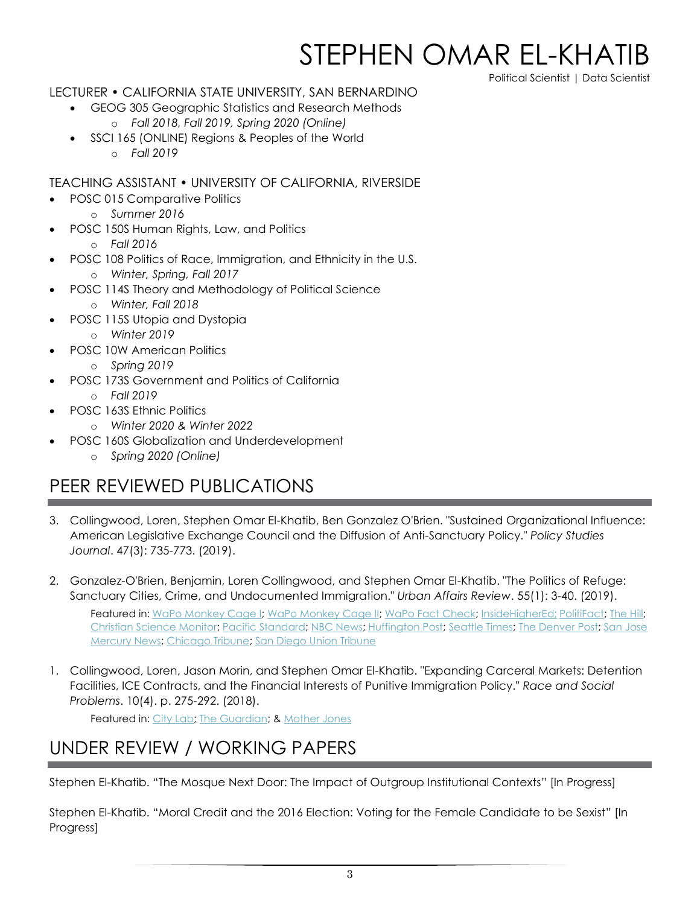# STEPHEN OMAR EL-KHATIB

Political Scientist | Data Scientist

### LECTURER • CALIFORNIA STATE UNIVERSITY, SAN BERNARDINO

- GEOG 305 Geographic Statistics and Research Methods
  - *Fall 2018, Fall 2019, Spring 2020 (Online)*
- SSCI 165 (ONLINE) Regions & Peoples of the World
  - *Fall 2019*

### TEACHING ASSISTANT • UNIVERSITY OF CALIFORNIA, RIVERSIDE

- POSC 015 Comparative Politics
  - *Summer 2016*
- POSC 150S Human Rights, Law, and Politics
  - *Fall 2016*
- POSC 108 Politics of Race, Immigration, and Ethnicity in the U.S.
  - *Winter, Spring, Fall 2017*
- POSC 114S Theory and Methodology of Political Science
  - *Winter, Fall 2018*
- POSC 115S Utopia and Dystopia
  - *Winter 2019*
- POSC 10W American Politics
  - *Spring 2019*
- POSC 173S Government and Politics of California
  - *Fall 2019*
- POSC 163S Ethnic Politics
  - *Winter 2020 & Winter 2022*
- POSC 160S Globalization and Underdevelopment
  - *Spring 2020 (Online)*

## PEER REVIEWED PUBLICATIONS

3. Collingwood, Loren, Stephen Omar El-Khatib, Ben Gonzalez O'Brien. "Sustained Organizational Influence: American Legislative Exchange Council and the Diffusion of Anti-Sanctuary Policy." *Policy Studies Journal*. 47(3): 735-773. (2019).

2. Gonzalez-O'Brien, Benjamin, Loren Collingwood, and Stephen Omar El-Khatib. "The Politics of Refuge: Sanctuary Cities, Crime, and Undocumented Immigration." *Urban Affairs Review*. 55(1): 3-40. (2019).

   Featured in: WaPo Monkey Cage I; WaPo Monkey Cage II; WaPo Fact Check; InsideHigherEd; PolitiFact; The Hill; Christian Science Monitor; Pacific Standard; NBC News; Huffington Post; Seattle Times; The Denver Post; San Jose Mercury News; Chicago Tribune; San Diego Union Tribune

1. Collingwood, Loren, Jason Morin, and Stephen Omar El-Khatib. "Expanding Carceral Markets: Detention Facilities, ICE Contracts, and the Financial Interests of Punitive Immigration Policy." *Race and Social Problems*. 10(4). p. 275-292. (2018).

   Featured in: City Lab; The Guardian; & Mother Jones

## UNDER REVIEW / WORKING PAPERS

Stephen El-Khatib. "The Mosque Next Door: The Impact of Outgroup Institutional Contexts" [In Progress]

Stephen El-Khatib. "Moral Credit and the 2016 Election: Voting for the Female Candidate to be Sexist" [In Progress]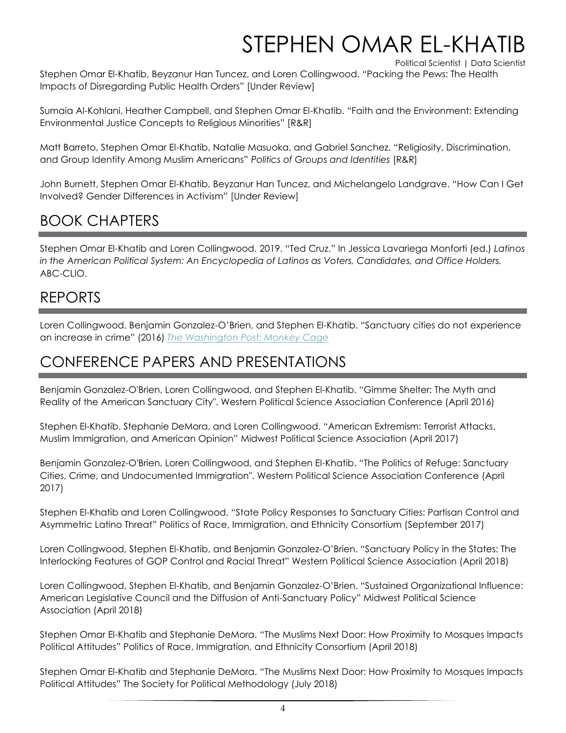Stephen Omar El-Khatib, Beyzanur Han Tuncez, and Loren Collingwood. "Packing the Pews: The Health Impacts of Disregarding Public Health Orders" [Under Review]

Sumaia Al-Kohlani, Heather Campbell, and Stephen Omar El-Khatib. "Faith and the Environment: Extending Environmental Justice Concepts to Religious Minorities" [R&R]

Matt Barreto, Stephen Omar El-Khatib, Natalie Masuoka, and Gabriel Sanchez. "Religiosity, Discrimination, and Group Identity Among Muslim Americans" *Politics of Groups and Identities* [R&R]

John Burnett, Stephen Omar El-Khatib, Beyzanur Han Tuncez, and Michelangelo Landgrave. "How Can I Get Involved? Gender Differences in Activism" [Under Review]

## BOOK CHAPTERS

Stephen Omar El-Khatib and Loren Collingwood. 2019. "Ted Cruz." In Jessica Lavariega Monforti (ed.) *Latinos in the American Political System: An Encyclopedia of Latinos as Voters, Candidates, and Office Holders.* ABC-CLIO.

## REPORTS

Loren Collingwood, Benjamin Gonzalez-O'Brien, and Stephen El-Khatib. "Sanctuary cities do not experience an increase in crime" (2016) *The Washington Post: Monkey Cage*

## CONFERENCE PAPERS AND PRESENTATIONS

Benjamin Gonzalez-O'Brien, Loren Collingwood, and Stephen El-Khatib. "Gimme Shelter: The Myth and Reality of the American Sanctuary City". Western Political Science Association Conference (April 2016)

Stephen El-Khatib, Stephanie DeMora, and Loren Collingwood. "American Extremism: Terrorist Attacks, Muslim Immigration, and American Opinion" Midwest Political Science Association (April 2017)

Benjamin Gonzalez-O'Brien, Loren Collingwood, and Stephen El-Khatib. "The Politics of Refuge: Sanctuary Cities, Crime, and Undocumented Immigration". Western Political Science Association Conference (April 2017)

Stephen El-Khatib and Loren Collingwood. "State Policy Responses to Sanctuary Cities: Partisan Control and Asymmetric Latino Threat" Politics of Race, Immigration, and Ethnicity Consortium (September 2017)

Loren Collingwood, Stephen El-Khatib, and Benjamin Gonzalez-O'Brien. "Sanctuary Policy in the States: The Interlocking Features of GOP Control and Racial Threat" Western Political Science Association (April 2018)

Loren Collingwood, Stephen El-Khatib, and Benjamin Gonzalez-O'Brien. "Sustained Organizational Influence: American Legislative Council and the Diffusion of Anti-Sanctuary Policy" Midwest Political Science Association (April 2018)

Stephen Omar El-Khatib and Stephanie DeMora. "The Muslims Next Door: How Proximity to Mosques Impacts Political Attitudes" Politics of Race, Immigration, and Ethnicity Consortium (April 2018)

Stephen Omar El-Khatib and Stephanie DeMora. "The Muslims Next Door: How Proximity to Mosques Impacts Political Attitudes" The Society for Political Methodology (July 2018)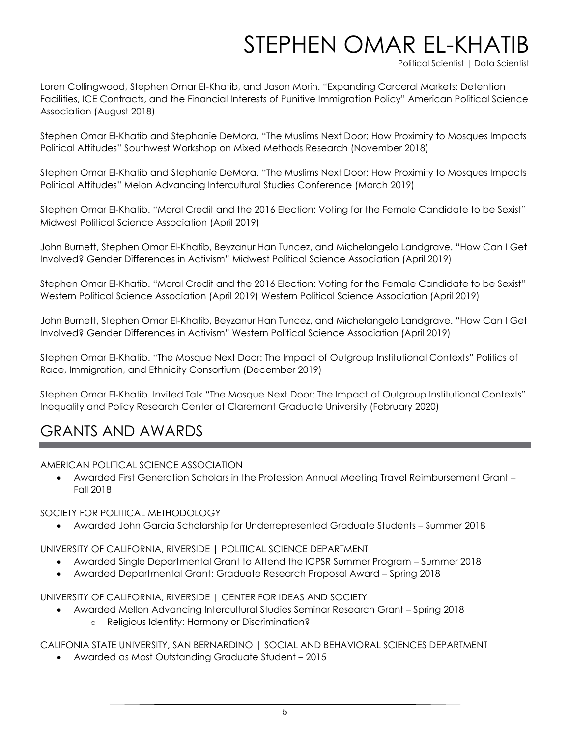Loren Collingwood, Stephen Omar El-Khatib, and Jason Morin. "Expanding Carceral Markets: Detention Facilities, ICE Contracts, and the Financial Interests of Punitive Immigration Policy" American Political Science Association (August 2018)

Stephen Omar El-Khatib and Stephanie DeMora. "The Muslims Next Door: How Proximity to Mosques Impacts Political Attitudes" Southwest Workshop on Mixed Methods Research (November 2018)

Stephen Omar El-Khatib and Stephanie DeMora. "The Muslims Next Door: How Proximity to Mosques Impacts Political Attitudes" Melon Advancing Intercultural Studies Conference (March 2019)

Stephen Omar El-Khatib. "Moral Credit and the 2016 Election: Voting for the Female Candidate to be Sexist" Midwest Political Science Association (April 2019)

John Burnett, Stephen Omar El-Khatib, Beyzanur Han Tuncez, and Michelangelo Landgrave. "How Can I Get Involved? Gender Differences in Activism" Midwest Political Science Association (April 2019)

Stephen Omar El-Khatib. "Moral Credit and the 2016 Election: Voting for the Female Candidate to be Sexist" Western Political Science Association (April 2019) Western Political Science Association (April 2019)

John Burnett, Stephen Omar El-Khatib, Beyzanur Han Tuncez, and Michelangelo Landgrave. "How Can I Get Involved? Gender Differences in Activism" Western Political Science Association (April 2019)

Stephen Omar El-Khatib. "The Mosque Next Door: The Impact of Outgroup Institutional Contexts" Politics of Race, Immigration, and Ethnicity Consortium (December 2019)

Stephen Omar El-Khatib. Invited Talk "The Mosque Next Door: The Impact of Outgroup Institutional Contexts" Inequality and Policy Research Center at Claremont Graduate University (February 2020)

## GRANTS AND AWARDS

AMERICAN POLITICAL SCIENCE ASSOCIATION

- Awarded First Generation Scholars in the Profession Annual Meeting Travel Reimbursement Grant – Fall 2018

SOCIETY FOR POLITICAL METHODOLOGY

- Awarded John Garcia Scholarship for Underrepresented Graduate Students – Summer 2018

UNIVERSITY OF CALIFORNIA, RIVERSIDE | POLITICAL SCIENCE DEPARTMENT

- Awarded Single Departmental Grant to Attend the ICPSR Summer Program – Summer 2018
- Awarded Departmental Grant: Graduate Research Proposal Award – Spring 2018

UNIVERSITY OF CALIFORNIA, RIVERSIDE | CENTER FOR IDEAS AND SOCIETY

- Awarded Mellon Advancing Intercultural Studies Seminar Research Grant – Spring 2018
  - Religious Identity: Harmony or Discrimination?

CALIFONIA STATE UNIVERSITY, SAN BERNARDINO | SOCIAL AND BEHAVIORAL SCIENCES DEPARTMENT

- Awarded as Most Outstanding Graduate Student – 2015